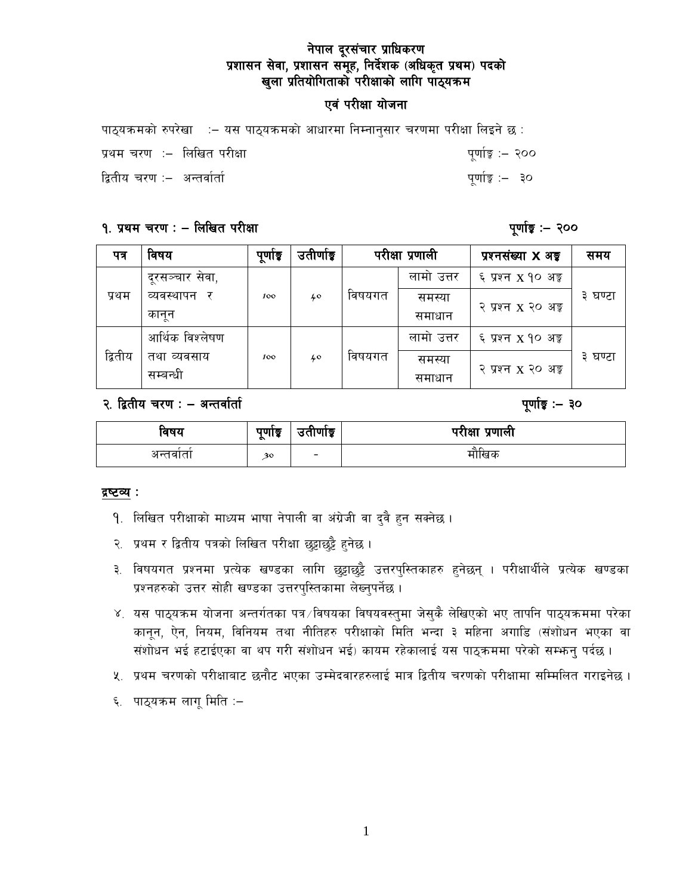# नेपाल दूरसंचार प्राधिकरण
## प्रशासन सेवा, प्रशासन समूह, निर्देशक (अधिकृत प्रथम) पदको
## खुला प्रतियोगिताको परीक्षाको लागि पाठ्यक्रम

### एवं परीक्षा योजना

पाठ्यक्रमको रुपरेखा :– यस पाठ्यक्रमको आधारमा निम्नानुसार चरणमा परीक्षा लिइने छ :

प्रथम चरण :– लिखित परीक्षा पूर्णाङ्क :– २००

द्वितीय चरण :– अन्तर्वार्ता पूर्णाङ्क :– ३०

**१. प्रथम चरण : – लिखित परीक्षा** **पूर्णाङ्क :– २००**

| पत्र | विषय | पूर्णाङ्क | उतीर्णाङ्क | परीक्षा प्रणाली | | प्रश्नसंख्या X अङ्क | समय |
|---|---|---|---|---|---|---|---|
| प्रथम | दूरसञ्चार सेवा, व्यवस्थापन र कानून | १०० | ४० | विषयगत | लामो उत्तर | ६ प्रश्न X १० अङ्क | ३ घण्टा |
| | | | | | समस्या समाधान | २ प्रश्न X २० अङ्क | |
| द्वितीय | आर्थिक विश्लेषण तथा व्यवसाय सम्बन्धी | १०० | ४० | विषयगत | लामो उत्तर | ६ प्रश्न X १० अङ्क | ३ घण्टा |
| | | | | | समस्या समाधान | २ प्रश्न X २० अङ्क | |

**२. द्वितीय चरण : – अन्तर्वार्ता** **पूर्णाङ्क :– ३०**

| विषय | पूर्णाङ्क | उतीर्णाङ्क | परीक्षा प्रणाली |
|---|---|---|---|
| अन्तर्वार्ता | ३० | - | मौखिक |

**द्रष्टव्य :**

१. लिखित परीक्षाको माध्यम भाषा नेपाली वा अंग्रेजी वा दुवै हुन सक्नेछ ।

२. प्रथम र द्वितीय पत्रको लिखित परीक्षा छुट्टाछुट्टै हुनेछ ।

३. विषयगत प्रश्नमा प्रत्येक खण्डका लागि छुट्टाछुट्टै उत्तरपुस्तिकाहरु हुनेछन् । परीक्षार्थीले प्रत्येक खण्डका प्रश्नहरुको उत्तर सोही खण्डका उत्तरपुस्तिकामा लेख्नुपर्नेछ ।

४. यस पाठ्यक्रम योजना अन्तर्गतका पत्र/विषयका विषयवस्तुमा जेसुकै लेखिएको भए तापनि पाठ्यक्रममा परेका कानून, ऐन, नियम, विनियम तथा नीतिहरु परीक्षाको मिति भन्दा ३ महिना अगाडि (संशोधन भएका वा संशोधन भई हटाईएका वा थप गरी संशोधन भई) कायम रहेकालाई यस पाठ्क्रममा परेको सम्झनु पर्दछ ।

५. प्रथम चरणको परीक्षाबाट छनौट भएका उम्मेदवारहरुलाई मात्र द्वितीय चरणको परीक्षामा सम्मिलित गराइनेछ ।

६. पाठ्यक्रम लागू मिति :–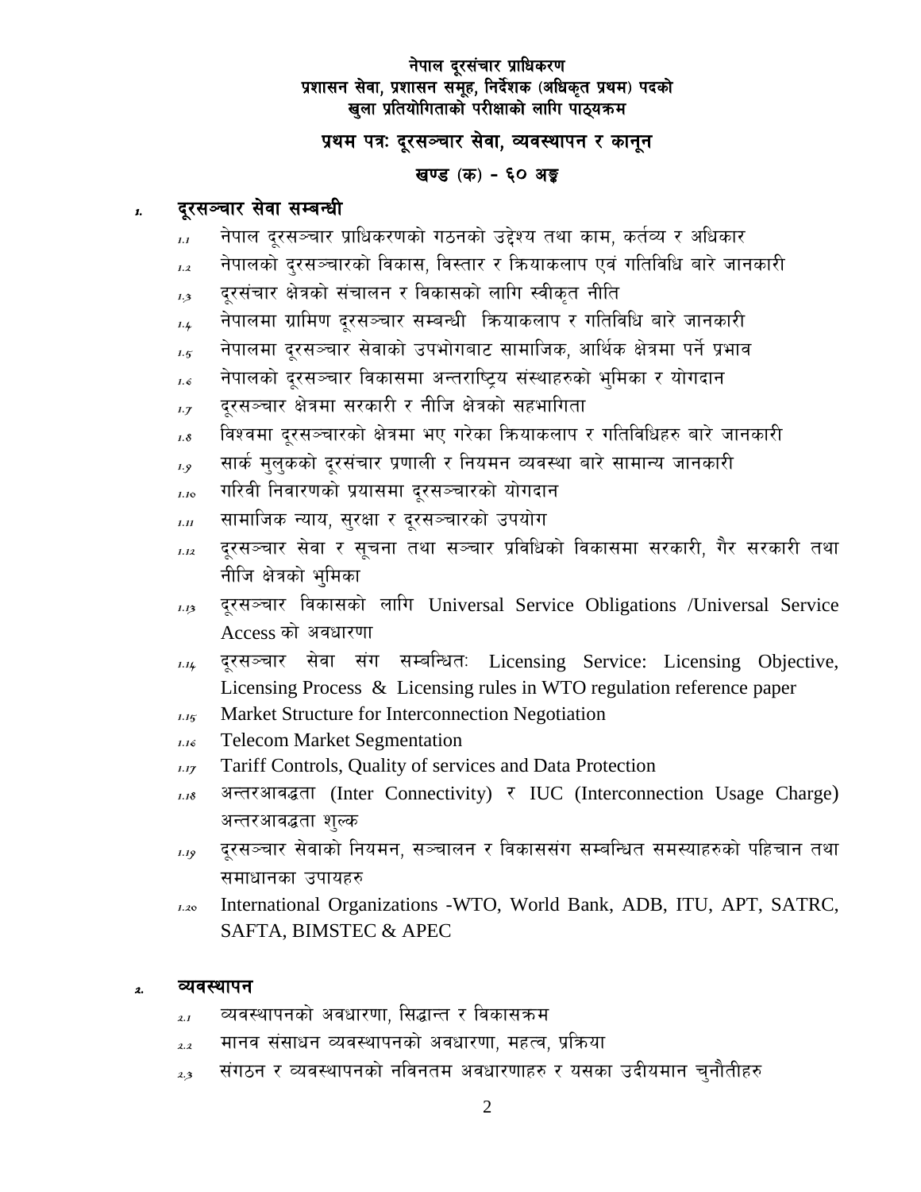**नेपाल दूरसंचार प्राधिकरण**
**प्रशासन सेवा, प्रशासन समूह, निर्देशक (अधिकृत प्रथम) पदको**
**खुला प्रतियोगिताको परीक्षाको लागि पाठ्यक्रम**

## प्रथम पत्रः दूरसञ्चार सेवा, व्यवस्थापन र कानून

### खण्ड (क) - ६० अङ्क

**1. दूरसञ्चार सेवा सम्बन्धी**

1.1 नेपाल दूरसञ्चार प्राधिकरणको गठनको उद्देश्य तथा काम, कर्तव्य र अधिकार

1.2 नेपालको दुरसञ्चारको विकास, विस्तार र क्रियाकलाप एवं गतिविधि बारे जानकारी

1.3 दूरसंचार क्षेत्रको संचालन र विकासको लागि स्वीकृत नीति

1.4 नेपालमा ग्रामिण दूरसञ्चार सम्बन्धी क्रियाकलाप र गतिविधि बारे जानकारी

1.5 नेपालमा दूरसञ्चार सेवाको उपभोगबाट सामाजिक, आर्थिक क्षेत्रमा पर्ने प्रभाव

1.6 नेपालको दूरसञ्चार विकासमा अन्तराष्ट्रिय संस्थाहरुको भुमिका र योगदान

1.7 दूरसञ्चार क्षेत्रमा सरकारी र नीजि क्षेत्रको सहभागिता

1.8 विश्वमा दूरसञ्चारको क्षेत्रमा भए गरेका क्रियाकलाप र गतिविधिहरु बारे जानकारी

1.9 सार्क मुलुकको दूरसंचार प्रणाली र नियमन व्यवस्था बारे सामान्य जानकारी

1.10 गरिवी निवारणको प्रयासमा दूरसञ्चारको योगदान

1.11 सामाजिक न्याय, सुरक्षा र दूरसञ्चारको उपयोग

1.12 दूरसञ्चार सेवा र सूचना तथा सञ्चार प्रविधिको विकासमा सरकारी, गैर सरकारी तथा नीजि क्षेत्रको भुमिका

1.13 दूरसञ्चार विकासको लागि Universal Service Obligations /Universal Service Access को अवधारणा

1.14 दूरसञ्चार सेवा संग सम्बन्धितः Licensing Service: Licensing Objective, Licensing Process & Licensing rules in WTO regulation reference paper

1.15 Market Structure for Interconnection Negotiation

1.16 Telecom Market Segmentation

1.17 Tariff Controls, Quality of services and Data Protection

1.18 अन्तरआवद्धता (Inter Connectivity) र IUC (Interconnection Usage Charge) अन्तरआवद्धता शुल्क

1.19 दूरसञ्चार सेवाको नियमन, सञ्चालन र विकाससंग सम्बन्धित समस्याहरुको पहिचान तथा समाधानका उपायहरु

1.20 International Organizations -WTO, World Bank, ADB, ITU, APT, SATRC, SAFTA, BIMSTEC & APEC

**2. व्यवस्थापन**

2.1 व्यवस्थापनको अवधारणा, सिद्धान्त र विकासक्रम

2.2 मानव संसाधन व्यवस्थापनको अवधारणा, महत्व, प्रक्रिया

2.3 संगठन र व्यवस्थापनको नविनतम अवधारणाहरु र यसका उदीयमान चुनौतीहरु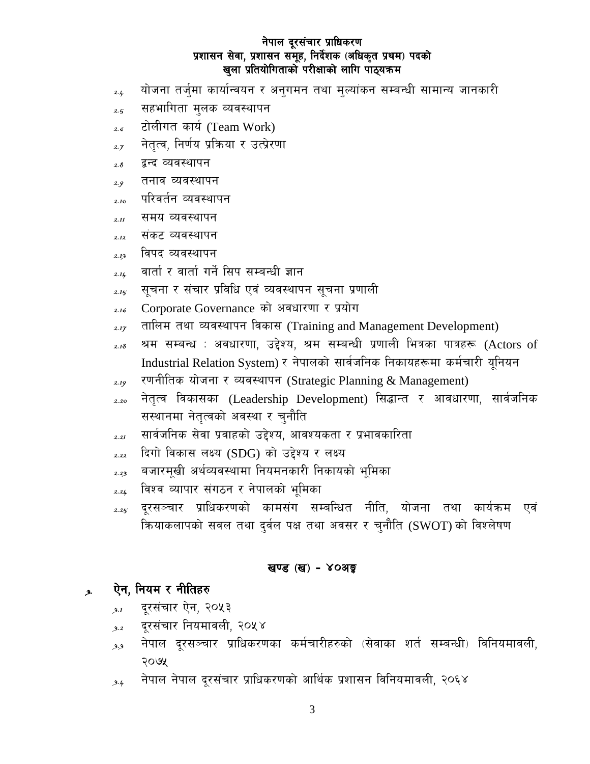**नेपाल दूरसंचार प्राधिकरण**
**प्रशासन सेवा, प्रशासन समूह, निर्देशक (अधिकृत प्रथम) पदको**
**खुला प्रतियोगिताको परीक्षाको लागि पाठ्यक्रम**

- 2.4 योजना तर्जुमा कार्यान्वयन र अनुगमन तथा मुल्यांकन सम्बन्धी सामान्य जानकारी
- 2.5 सहभागिता मुलक व्यवस्थापन
- 2.6 टोलीगत कार्य (Team Work)
- 2.7 नेतृत्व, निर्णय प्रक्रिया र उत्प्रेरणा
- 2.8 द्वन्द व्यवस्थापन
- 2.9 तनाव व्यवस्थापन
- 2.10 परिवर्तन व्यवस्थापन
- 2.11 समय व्यवस्थापन
- 2.12 संकट व्यवस्थापन
- 2.13 विपद व्यवस्थापन
- 2.14 वार्ता र वार्ता गर्ने सिप सम्बन्धी ज्ञान
- 2.15 सूचना र संचार प्रविधि एवं व्यवस्थापन सूचना प्रणाली
- 2.16 Corporate Governance को अवधारणा र प्रयोग
- 2.17 तालिम तथा व्यवस्थापन विकास (Training and Management Development)
- 2.18 श्रम सम्बन्ध : अवधारणा, उद्देश्य, श्रम सम्बन्धी प्रणाली भित्रका पात्रहरू (Actors of Industrial Relation System) र नेपालको सार्वजनिक निकायहरूमा कर्मचारी यूनियन
- 2.19 रणनीतिक योजना र व्यवस्थापन (Strategic Planning & Management)
- 2.20 नेतृत्व विकासका (Leadership Development) सिद्धान्त र आवधारणा, सार्वजनिक सस्थानमा नेतृत्वको अवस्था र चुनौति
- 2.21 सार्वजनिक सेवा प्रवाहको उद्देश्य, आवश्यकता र प्रभावकारिता
- 2.22 दिगो विकास लक्ष्य (SDG) को उद्देश्य र लक्ष्य
- 2.23 बजारमूखी अर्थव्यवस्थामा नियमनकारी निकायको भूमिका
- 2.24 विश्व व्यापार संगठन र नेपालको भूमिका
- 2.25 दूरसञ्चार प्राधिकरणको कामसंग सम्बन्धित नीति, योजना तथा कार्यक्रम एवं क्रियाकलापको सवल तथा दुर्वल पक्ष तथा अवसर र चुनौति (SWOT) को विश्लेषण

## खण्ड (ख) - ४०अङ्क

### 3. ऐन, नियम र नीतिहरु

- 3.1 दूरसंचार ऐन, २०५३
- 3.2 दूरसंचार नियमावली, २०५४
- 3.3 नेपाल दूरसञ्चार प्राधिकरणका कर्मचारीहरुको (सेवाका शर्त सम्बन्धी) विनियमावली, २०७५
- 3.4 नेपाल नेपाल दूरसंचार प्राधिकरणको आर्थिक प्रशासन विनियमावली, २०६४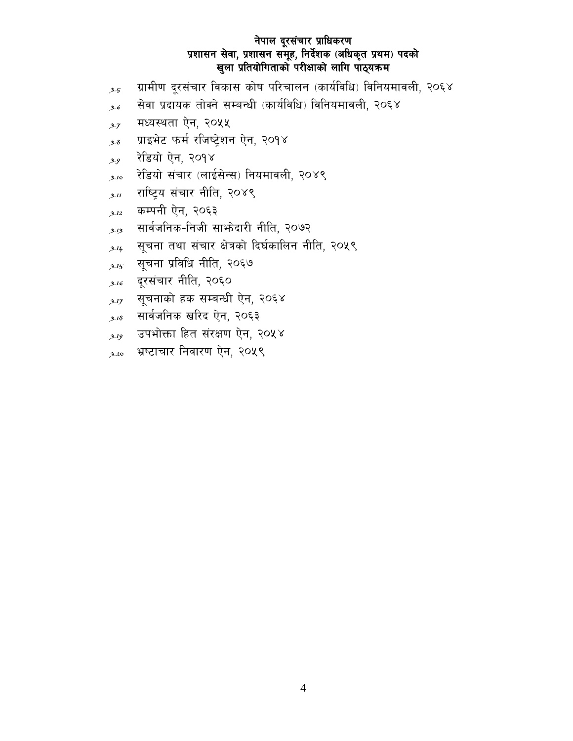3.5 ग्रामीण दूरसंचार विकास कोष परिचालन (कार्यविधि) विनियमावली, २०६४

3.6 सेवा प्रदायक तोक्ने सम्बन्धी (कार्यविधि) विनियमावली, २०६४

3.7 मध्यस्थता ऐन, २०५५

3.8 प्राइभेट फर्म रजिष्ट्रेशन ऐन, २०१४

3.9 रेडियो ऐन, २०१४

3.10 रेडियो संचार (लाईसेन्स) नियमावली, २०४९

3.11 राष्ट्रिय संचार नीति, २०४९

3.12 कम्पनी ऐन, २०६३

3.13 सार्वजनिक-निजी साझेदारी नीति, २०७२

3.14 सूचना तथा संचार क्षेत्रको दिर्घकालिन नीति, २०५९

3.15 सूचना प्रविधि नीति, २०६७

3.16 दूरसंचार नीति, २०६०

3.17 सूचनाको हक सम्बन्धी ऐन, २०६४

3.18 सार्वजनिक खरिद ऐन, २०६३

3.19 उपभोक्ता हित संरक्षण ऐन, २०५४

3.20 भ्रष्टाचार निवारण ऐन, २०५९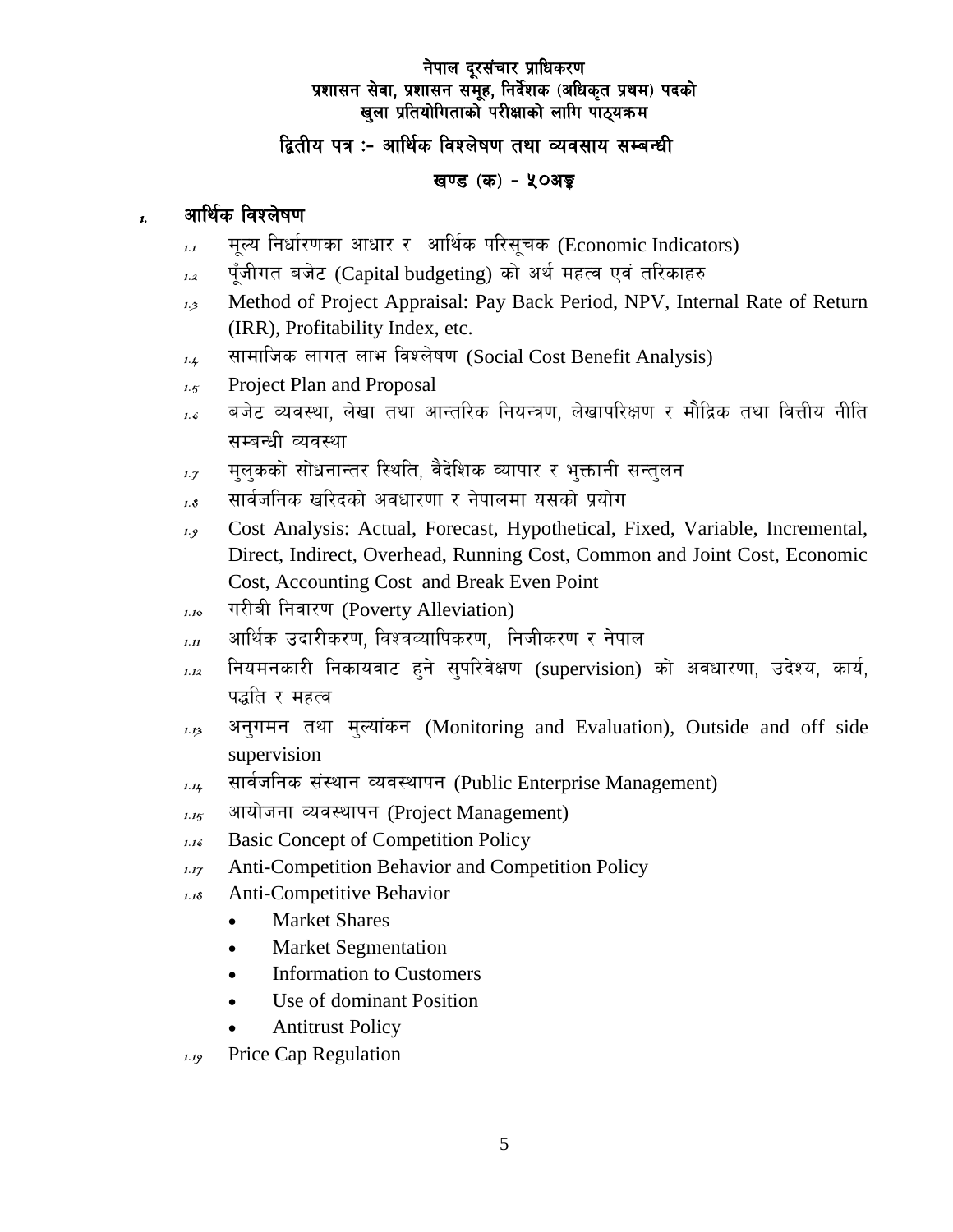**नेपाल दूरसंचार प्राधिकरण**
**प्रशासन सेवा, प्रशासन समूह, निर्देशक (अधिकृत प्रथम) पदको**
**खुला प्रतियोगिताको परीक्षाको लागि पाठ्यक्रम**

## द्वितीय पत्र :- आर्थिक विश्लेषण तथा व्यवसाय सम्बन्धी

### खण्ड (क) - ५०अङ्क

### 1. आर्थिक विश्लेषण

1.1 मूल्य निर्धारणका आधार र आर्थिक परिसूचक (Economic Indicators)

1.2 पूँजीगत बजेट (Capital budgeting) को अर्थ महत्व एवं तरिकाहरु

1.3 Method of Project Appraisal: Pay Back Period, NPV, Internal Rate of Return (IRR), Profitability Index, etc.

1.4 सामाजिक लागत लाभ विश्लेषण (Social Cost Benefit Analysis)

1.5 Project Plan and Proposal

1.6 बजेट व्यवस्था, लेखा तथा आन्तरिक नियन्त्रण, लेखापरिक्षण र मौद्रिक तथा वित्तीय नीति सम्बन्धी व्यवस्था

1.7 मुलुकको सोधनान्तर स्थिति, वैदेशिक व्यापार र भुक्तानी सन्तुलन

1.8 सार्वजनिक खरिदको अवधारणा र नेपालमा यसको प्रयोग

1.9 Cost Analysis: Actual, Forecast, Hypothetical, Fixed, Variable, Incremental, Direct, Indirect, Overhead, Running Cost, Common and Joint Cost, Economic Cost, Accounting Cost and Break Even Point

1.10 गरीबी निवारण (Poverty Alleviation)

1.11 आर्थिक उदारीकरण, विश्वव्यापिकरण, निजीकरण र नेपाल

1.12 नियमनकारी निकायवाट हुने सुपरिवेक्षण (supervision) को अवधारणा, उदेश्य, कार्य, पद्धति र महत्व

1.13 अनुगमन तथा मुल्यांकन (Monitoring and Evaluation), Outside and off side supervision

1.14 सार्वजनिक संस्थान व्यवस्थापन (Public Enterprise Management)

1.15 आयोजना व्यवस्थापन (Project Management)

1.16 Basic Concept of Competition Policy

1.17 Anti-Competition Behavior and Competition Policy

1.18 Anti-Competitive Behavior
- Market Shares
- Market Segmentation
- Information to Customers
- Use of dominant Position
- Antitrust Policy

1.19 Price Cap Regulation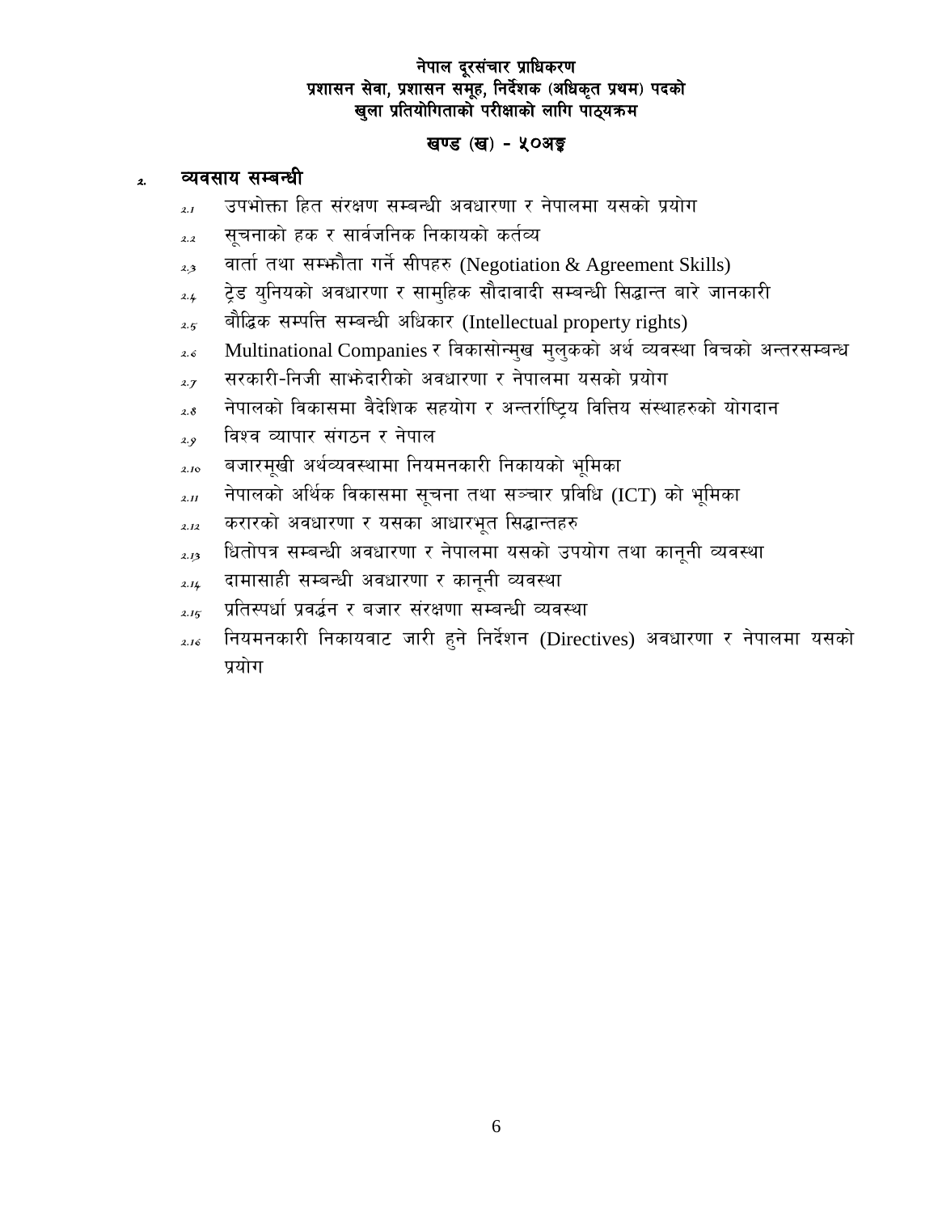**नेपाल दूरसंचार प्राधिकरण**
**प्रशासन सेवा, प्रशासन समूह, निर्देशक (अधिकृत प्रथम) पदको**
**खुला प्रतियोगिताको परीक्षाको लागि पाठ्यक्रम**

**खण्ड (ख) - ५०अङ्क**

## २. व्यवसाय सम्बन्धी

२.१ उपभोक्ता हित संरक्षण सम्बन्धी अवधारणा र नेपालमा यसको प्रयोग

२.२ सूचनाको हक र सार्वजनिक निकायको कर्तव्य

२.३ वार्ता तथा सम्झौता गर्ने सीपहरु (Negotiation & Agreement Skills)

२.४ ट्रेड युनियको अवधारणा र सामुहिक सौदावादी सम्बन्धी सिद्धान्त बारे जानकारी

२.५ बौद्धिक सम्पत्ति सम्बन्धी अधिकार (Intellectual property rights)

२.६ Multinational Companies र विकासोन्मुख मुलुकको अर्थ व्यवस्था विचको अन्तरसम्बन्ध

२.७ सरकारी-निजी साझेदारीको अवधारणा र नेपालमा यसको प्रयोग

२.८ नेपालको विकासमा वैदेशिक सहयोग र अन्तर्राष्ट्रिय वित्तिय संस्थाहरुको योगदान

२.९ विश्व व्यापार संगठन र नेपाल

२.१० बजारमूखी अर्थव्यवस्थामा नियमनकारी निकायको भूमिका

२.११ नेपालको अर्थिक विकासमा सूचना तथा सञ्चार प्रविधि (ICT) को भूमिका

२.१२ करारको अवधारणा र यसका आधारभूत सिद्धान्तहरु

२.१३ धितोपत्र सम्बन्धी अवधारणा र नेपालमा यसको उपयोग तथा कानूनी व्यवस्था

२.१४ दामासाही सम्बन्धी अवधारणा र कानूनी व्यवस्था

२.१५ प्रतिस्पर्धा प्रवर्द्धन र बजार संरक्षणा सम्बन्धी व्यवस्था

२.१६ नियमनकारी निकायवाट जारी हुने निर्देशन (Directives) अवधारणा र नेपालमा यसको प्रयोग